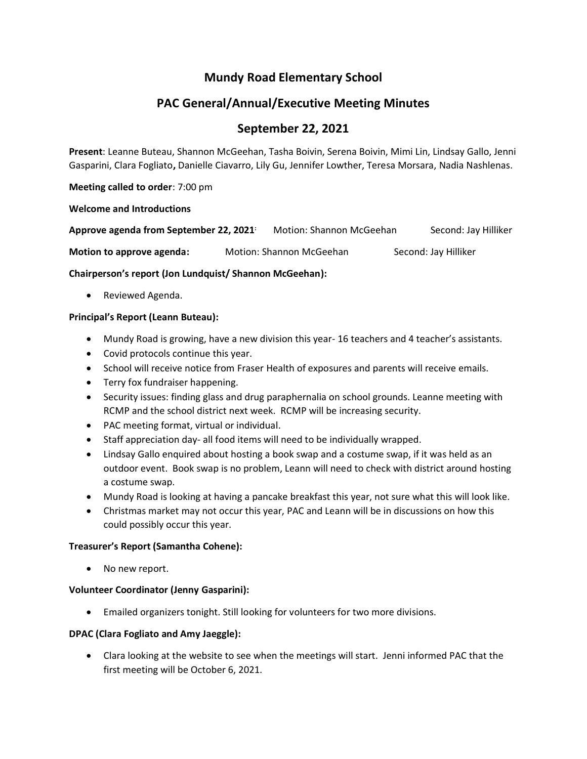# Mundy Road Elementary School

## PAC General/Annual/Executive Meeting Minutes

## September 22, 2021

**Present**: Leanne Buteau, Shannon McGeehan, Tasha Boivin, Serena Boivin, Mimi Lin, Lindsay Gallo, Jenni Gasparini, Clara Fogliato**,** Danielle Ciavarro, Lily Gu, Jennifer Lowther, Teresa Morsara, Nadia Nashlenas.

**Meeting called to order**: 7:00 pm

**Welcome and Introductions**

**Approve agenda from September 22, 2021**: Motion: Shannon McGeehan Second: Jay Hilliker

**Motion to approve agenda:** Motion: Shannon McGeehan Second: Jay Hilliker

**Chairperson's report (Jon Lundquist/ Shannon McGeehan):**

- Reviewed Agenda.

**Principal's Report (Leann Buteau):**

- Mundy Road is growing, have a new division this year- 16 teachers and 4 teacher's assistants.
- Covid protocols continue this year.
- School will receive notice from Fraser Health of exposures and parents will receive emails.
- Terry fox fundraiser happening.
- Security issues: finding glass and drug paraphernalia on school grounds. Leanne meeting with RCMP and the school district next week. RCMP will be increasing security.
- PAC meeting format, virtual or individual.
- Staff appreciation day- all food items will need to be individually wrapped.
- Lindsay Gallo enquired about hosting a book swap and a costume swap, if it was held as an outdoor event. Book swap is no problem, Leann will need to check with district around hosting a costume swap.
- Mundy Road is looking at having a pancake breakfast this year, not sure what this will look like.
- Christmas market may not occur this year, PAC and Leann will be in discussions on how this could possibly occur this year.

**Treasurer's Report (Samantha Cohene):**

- No new report.

**Volunteer Coordinator (Jenny Gasparini):**

- Emailed organizers tonight. Still looking for volunteers for two more divisions.

**DPAC (Clara Fogliato and Amy Jaeggle):**

- Clara looking at the website to see when the meetings will start. Jenni informed PAC that the first meeting will be October 6, 2021.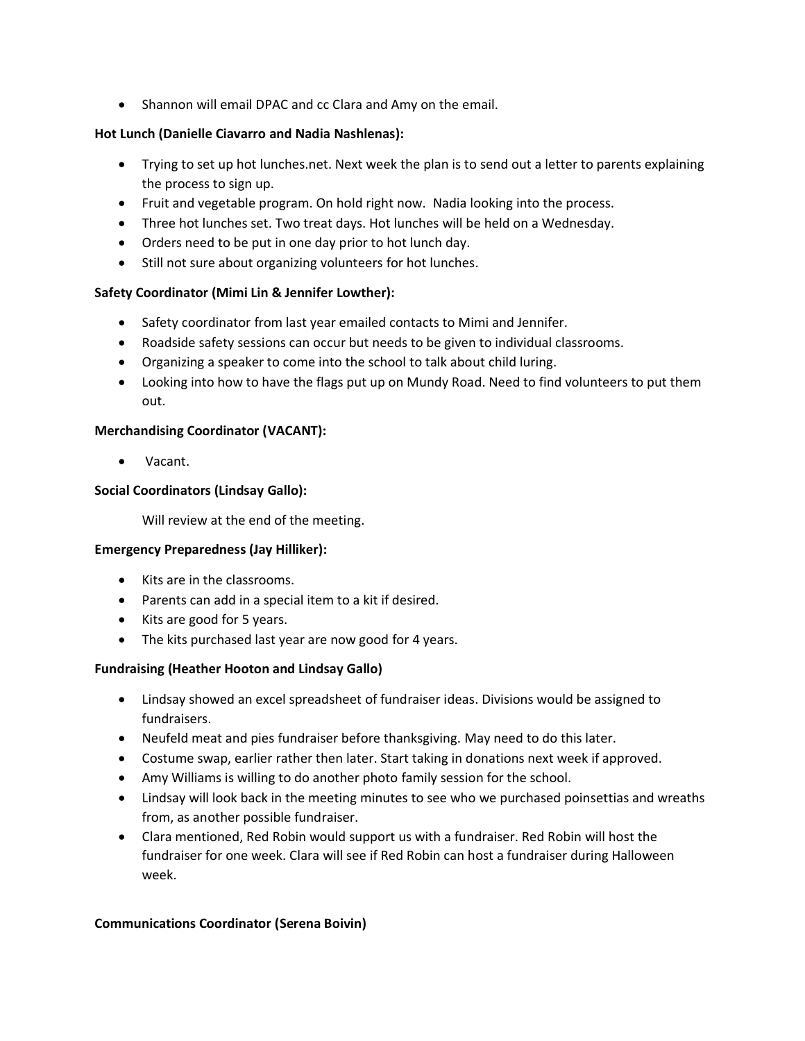- Shannon will email DPAC and cc Clara and Amy on the email.

**Hot Lunch (Danielle Ciavarro and Nadia Nashlenas):**

- Trying to set up hot lunches.net. Next week the plan is to send out a letter to parents explaining the process to sign up.
- Fruit and vegetable program. On hold right now. Nadia looking into the process.
- Three hot lunches set. Two treat days. Hot lunches will be held on a Wednesday.
- Orders need to be put in one day prior to hot lunch day.
- Still not sure about organizing volunteers for hot lunches.

**Safety Coordinator (Mimi Lin & Jennifer Lowther):**

- Safety coordinator from last year emailed contacts to Mimi and Jennifer.
- Roadside safety sessions can occur but needs to be given to individual classrooms.
- Organizing a speaker to come into the school to talk about child luring.
- Looking into how to have the flags put up on Mundy Road. Need to find volunteers to put them out.

**Merchandising Coordinator (VACANT):**

- Vacant.

**Social Coordinators (Lindsay Gallo):**

Will review at the end of the meeting.

**Emergency Preparedness (Jay Hilliker):**

- Kits are in the classrooms.
- Parents can add in a special item to a kit if desired.
- Kits are good for 5 years.
- The kits purchased last year are now good for 4 years.

**Fundraising (Heather Hooton and Lindsay Gallo)**

- Lindsay showed an excel spreadsheet of fundraiser ideas. Divisions would be assigned to fundraisers.
- Neufeld meat and pies fundraiser before thanksgiving. May need to do this later.
- Costume swap, earlier rather then later. Start taking in donations next week if approved.
- Amy Williams is willing to do another photo family session for the school.
- Lindsay will look back in the meeting minutes to see who we purchased poinsettias and wreaths from, as another possible fundraiser.
- Clara mentioned, Red Robin would support us with a fundraiser. Red Robin will host the fundraiser for one week. Clara will see if Red Robin can host a fundraiser during Halloween week.

**Communications Coordinator (Serena Boivin)**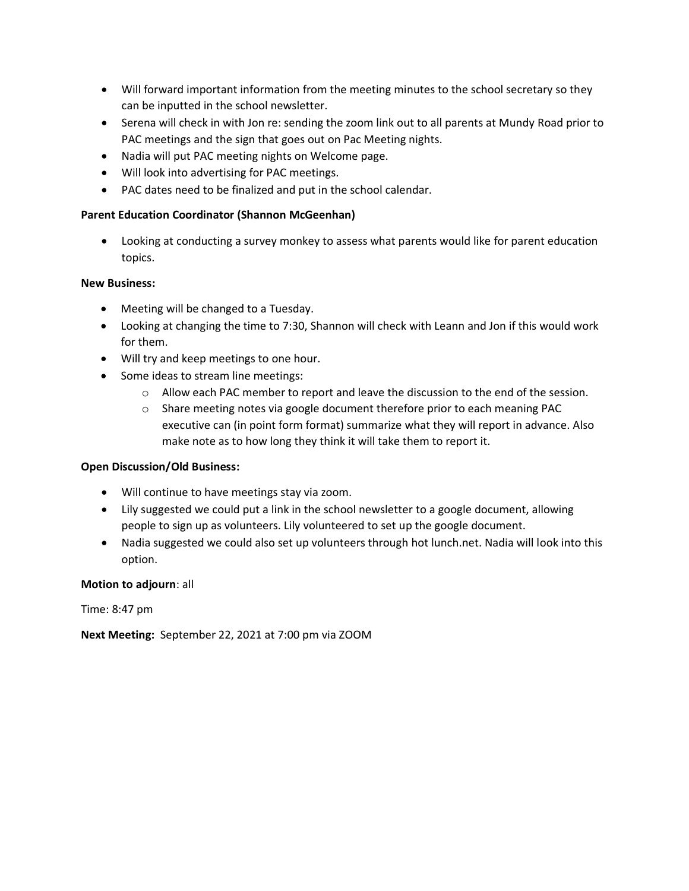- Will forward important information from the meeting minutes to the school secretary so they can be inputted in the school newsletter.
- Serena will check in with Jon re: sending the zoom link out to all parents at Mundy Road prior to PAC meetings and the sign that goes out on Pac Meeting nights.
- Nadia will put PAC meeting nights on Welcome page.
- Will look into advertising for PAC meetings.
- PAC dates need to be finalized and put in the school calendar.

**Parent Education Coordinator (Shannon McGeenhan)**

- Looking at conducting a survey monkey to assess what parents would like for parent education topics.

**New Business:**

- Meeting will be changed to a Tuesday.
- Looking at changing the time to 7:30, Shannon will check with Leann and Jon if this would work for them.
- Will try and keep meetings to one hour.
- Some ideas to stream line meetings:
    - Allow each PAC member to report and leave the discussion to the end of the session.
    - Share meeting notes via google document therefore prior to each meaning PAC executive can (in point form format) summarize what they will report in advance. Also make note as to how long they think it will take them to report it.

**Open Discussion/Old Business:**

- Will continue to have meetings stay via zoom.
- Lily suggested we could put a link in the school newsletter to a google document, allowing people to sign up as volunteers. Lily volunteered to set up the google document.
- Nadia suggested we could also set up volunteers through hot lunch.net. Nadia will look into this option.

**Motion to adjourn**: all

Time: 8:47 pm

**Next Meeting:** September 22, 2021 at 7:00 pm via ZOOM